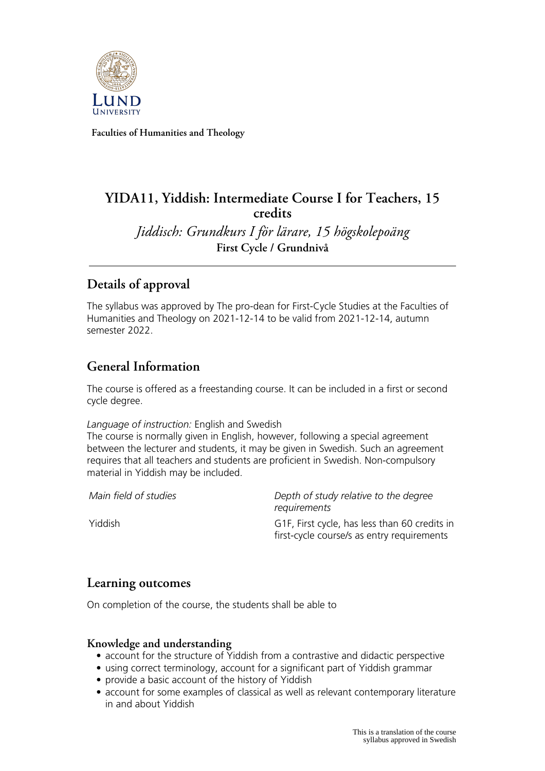Faculties of Humanities and Theology

# YIDA11, Yiddish: Intermediate Course I for Teachers, 15 credits

*Jiddisch: Grundkurs I för lärare, 15 högskolepoäng*

**First Cycle / Grundnivå**

---

## Details of approval

The syllabus was approved by The pro-dean for First-Cycle Studies at the Faculties of Humanities and Theology on 2021-12-14 to be valid from 2021-12-14, autumn semester 2022.

## General Information

The course is offered as a freestanding course. It can be included in a first or second cycle degree.

*Language of instruction:* English and Swedish
The course is normally given in English, however, following a special agreement between the lecturer and students, it may be given in Swedish. Such an agreement requires that all teachers and students are proficient in Swedish. Non-compulsory material in Yiddish may be included.

| *Main field of studies* | *Depth of study relative to the degree requirements* |
|---|---|
| Yiddish | G1F, First cycle, has less than 60 credits in first-cycle course/s as entry requirements |

## Learning outcomes

On completion of the course, the students shall be able to

### Knowledge and understanding

- account for the structure of Yiddish from a contrastive and didactic perspective
- using correct terminology, account for a significant part of Yiddish grammar
- provide a basic account of the history of Yiddish
- account for some examples of classical as well as relevant contemporary literature in and about Yiddish

This is a translation of the course syllabus approved in Swedish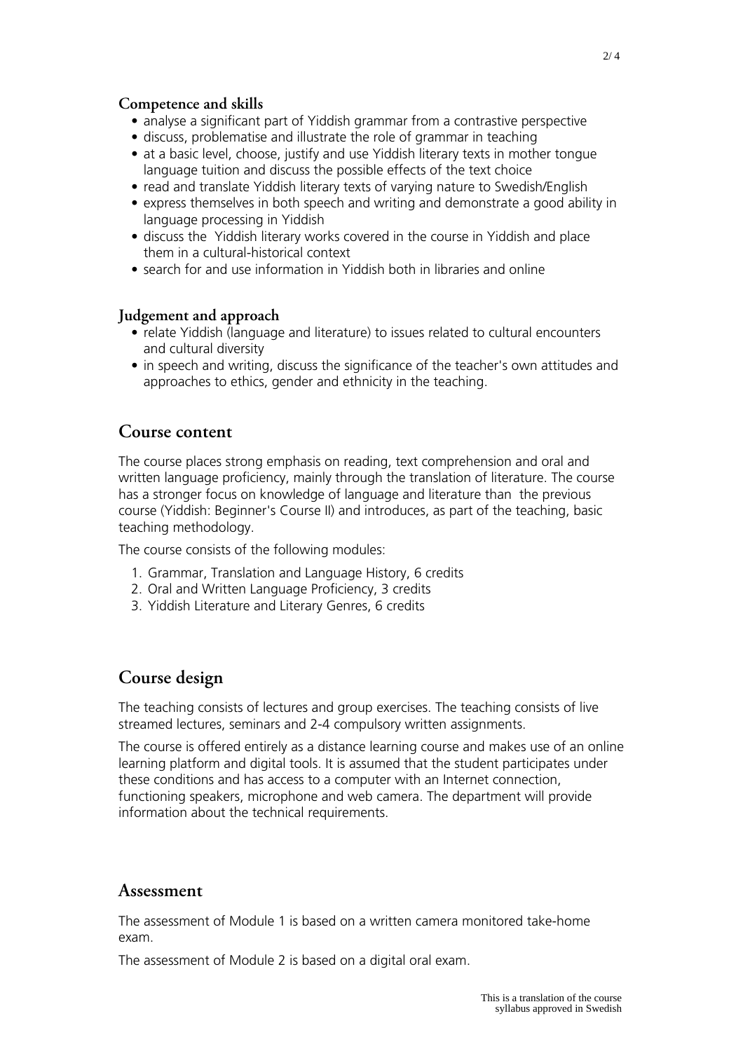### Competence and skills

- analyse a significant part of Yiddish grammar from a contrastive perspective
- discuss, problematise and illustrate the role of grammar in teaching
- at a basic level, choose, justify and use Yiddish literary texts in mother tongue language tuition and discuss the possible effects of the text choice
- read and translate Yiddish literary texts of varying nature to Swedish/English
- express themselves in both speech and writing and demonstrate a good ability in language processing in Yiddish
- discuss the Yiddish literary works covered in the course in Yiddish and place them in a cultural-historical context
- search for and use information in Yiddish both in libraries and online

### Judgement and approach

- relate Yiddish (language and literature) to issues related to cultural encounters and cultural diversity
- in speech and writing, discuss the significance of the teacher's own attitudes and approaches to ethics, gender and ethnicity in the teaching.

## Course content

The course places strong emphasis on reading, text comprehension and oral and written language proficiency, mainly through the translation of literature. The course has a stronger focus on knowledge of language and literature than the previous course (Yiddish: Beginner's Course II) and introduces, as part of the teaching, basic teaching methodology.

The course consists of the following modules:

1. Grammar, Translation and Language History, 6 credits
2. Oral and Written Language Proficiency, 3 credits
3. Yiddish Literature and Literary Genres, 6 credits

## Course design

The teaching consists of lectures and group exercises. The teaching consists of live streamed lectures, seminars and 2-4 compulsory written assignments.

The course is offered entirely as a distance learning course and makes use of an online learning platform and digital tools. It is assumed that the student participates under these conditions and has access to a computer with an Internet connection, functioning speakers, microphone and web camera. The department will provide information about the technical requirements.

## Assessment

The assessment of Module 1 is based on a written camera monitored take-home exam.

The assessment of Module 2 is based on a digital oral exam.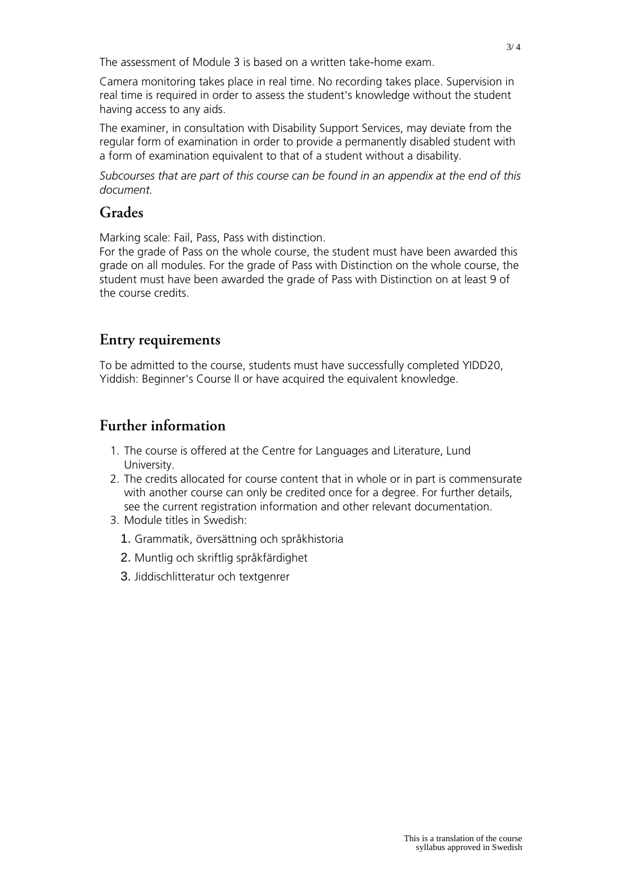The assessment of Module 3 is based on a written take-home exam.

Camera monitoring takes place in real time. No recording takes place. Supervision in real time is required in order to assess the student's knowledge without the student having access to any aids.

The examiner, in consultation with Disability Support Services, may deviate from the regular form of examination in order to provide a permanently disabled student with a form of examination equivalent to that of a student without a disability.

*Subcourses that are part of this course can be found in an appendix at the end of this document.*

## Grades

Marking scale: Fail, Pass, Pass with distinction.
For the grade of Pass on the whole course, the student must have been awarded this grade on all modules. For the grade of Pass with Distinction on the whole course, the student must have been awarded the grade of Pass with Distinction on at least 9 of the course credits.

## Entry requirements

To be admitted to the course, students must have successfully completed YIDD20, Yiddish: Beginner's Course II or have acquired the equivalent knowledge.

## Further information

1. The course is offered at the Centre for Languages and Literature, Lund University.
2. The credits allocated for course content that in whole or in part is commensurate with another course can only be credited once for a degree. For further details, see the current registration information and other relevant documentation.
3. Module titles in Swedish:
   1. Grammatik, översättning och språkhistoria
   2. Muntlig och skriftlig språkfärdighet
   3. Jiddischlitteratur och textgenrer

This is a translation of the course syllabus approved in Swedish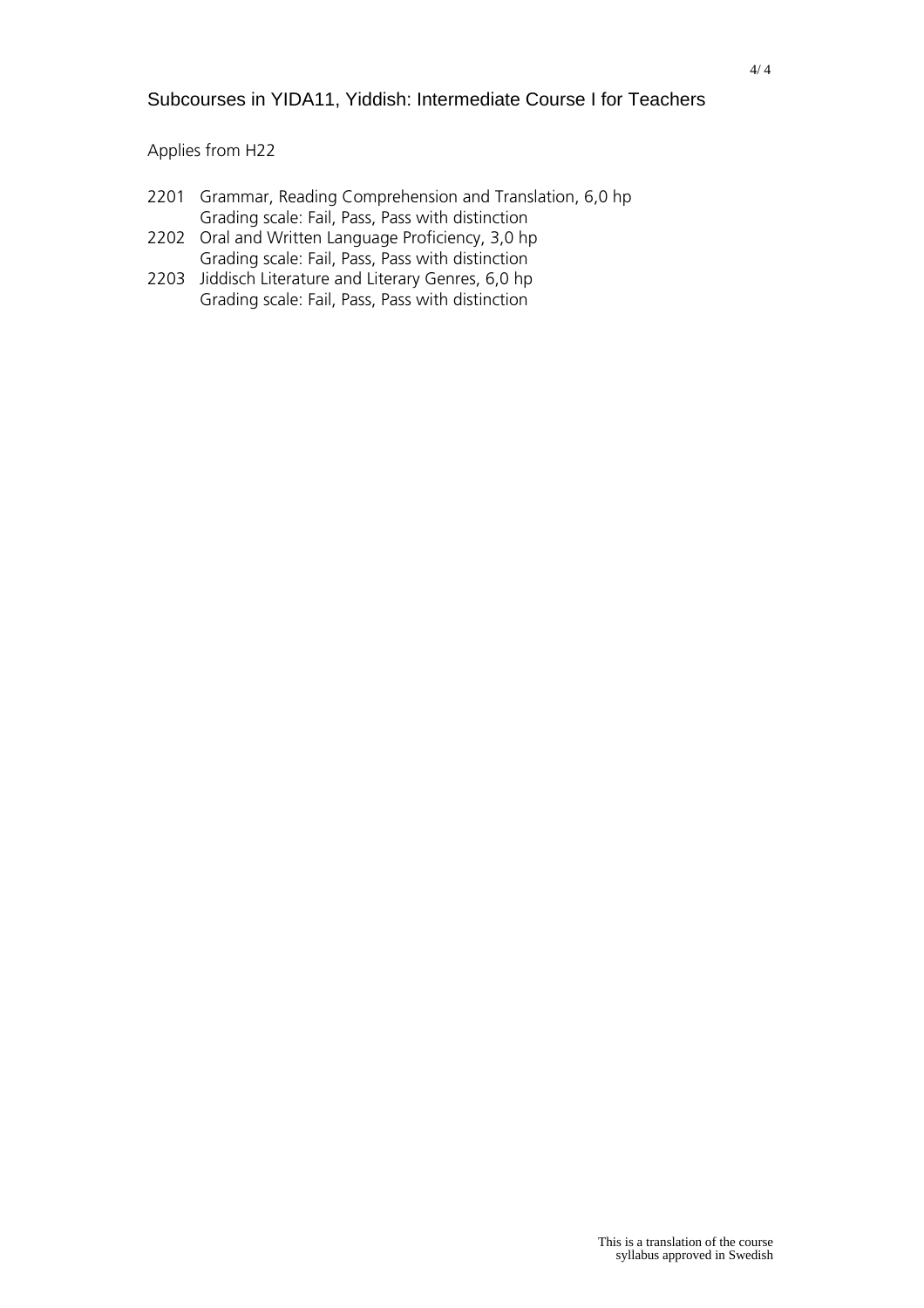## Subcourses in YIDA11, Yiddish: Intermediate Course I for Teachers

Applies from H22

2201 Grammar, Reading Comprehension and Translation, 6,0 hp
Grading scale: Fail, Pass, Pass with distinction

2202 Oral and Written Language Proficiency, 3,0 hp
Grading scale: Fail, Pass, Pass with distinction

2203 Jiddisch Literature and Literary Genres, 6,0 hp
Grading scale: Fail, Pass, Pass with distinction

This is a translation of the course syllabus approved in Swedish